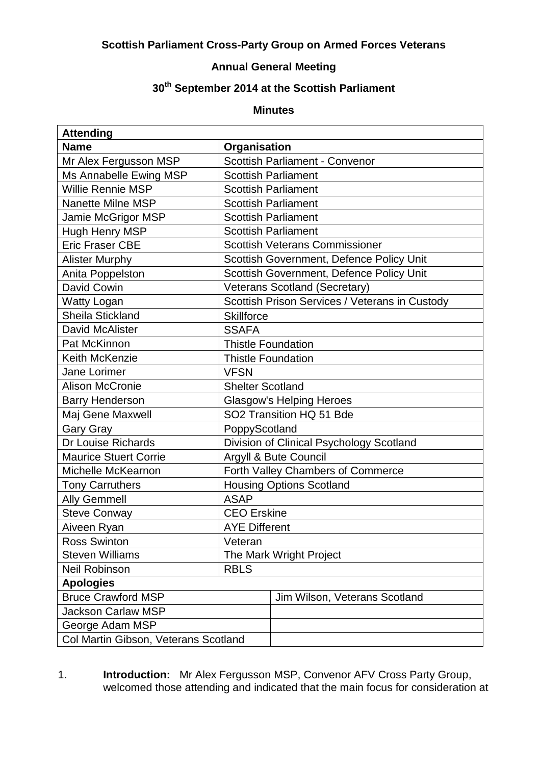**Scottish Parliament Cross-Party Group on Armed Forces Veterans**

**Annual General Meeting**

**30th September 2014 at the Scottish Parliament**

**Minutes**

| **Attending** | | |
|---|---|---|
| **Name** | **Organisation** | |
| Mr Alex Fergusson MSP | Scottish Parliament - Convenor | |
| Ms Annabelle Ewing MSP | Scottish Parliament | |
| Willie Rennie MSP | Scottish Parliament | |
| Nanette Milne MSP | Scottish Parliament | |
| Jamie McGrigor MSP | Scottish Parliament | |
| Hugh Henry MSP | Scottish Parliament | |
| Eric Fraser CBE | Scottish Veterans Commissioner | |
| Alister Murphy | Scottish Government, Defence Policy Unit | |
| Anita Poppelston | Scottish Government, Defence Policy Unit | |
| David Cowin | Veterans Scotland (Secretary) | |
| Watty Logan | Scottish Prison Services / Veterans in Custody | |
| Sheila Stickland | Skillforce | |
| David McAlister | SSAFA | |
| Pat McKinnon | Thistle Foundation | |
| Keith McKenzie | Thistle Foundation | |
| Jane Lorimer | VFSN | |
| Alison McCronie | Shelter Scotland | |
| Barry Henderson | Glasgow's Helping Heroes | |
| Maj Gene Maxwell | SO2 Transition HQ 51 Bde | |
| Gary Gray | PoppyScotland | |
| Dr Louise Richards | Division of Clinical Psychology Scotland | |
| Maurice Stuert Corrie | Argyll & Bute Council | |
| Michelle McKearnon | Forth Valley Chambers of Commerce | |
| Tony Carruthers | Housing Options Scotland | |
| Ally Gemmell | ASAP | |
| Steve Conway | CEO Erskine | |
| Aiveen Ryan | AYE Different | |
| Ross Swinton | Veteran | |
| Steven Williams | The Mark Wright Project | |
| Neil Robinson | RBLS | |
| **Apologies** | | |
| Bruce Crawford MSP | | Jim Wilson, Veterans Scotland |
| Jackson Carlaw MSP | | |
| George Adam MSP | | |
| Col Martin Gibson, Veterans Scotland | | |

1. **Introduction:** Mr Alex Fergusson MSP, Convenor AFV Cross Party Group, welcomed those attending and indicated that the main focus for consideration at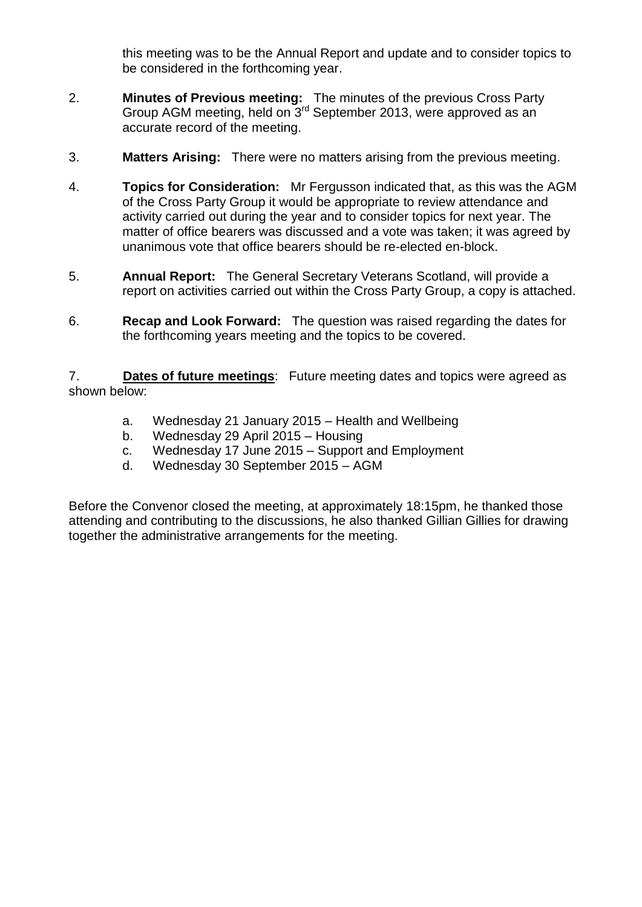this meeting was to be the Annual Report and update and to consider topics to be considered in the forthcoming year.

2. **Minutes of Previous meeting:** The minutes of the previous Cross Party Group AGM meeting, held on 3rd September 2013, were approved as an accurate record of the meeting.

3. **Matters Arising:** There were no matters arising from the previous meeting.

4. **Topics for Consideration:** Mr Fergusson indicated that, as this was the AGM of the Cross Party Group it would be appropriate to review attendance and activity carried out during the year and to consider topics for next year. The matter of office bearers was discussed and a vote was taken; it was agreed by unanimous vote that office bearers should be re-elected en-block.

5. **Annual Report:** The General Secretary Veterans Scotland, will provide a report on activities carried out within the Cross Party Group, a copy is attached.

6. **Recap and Look Forward:** The question was raised regarding the dates for the forthcoming years meeting and the topics to be covered.

7. **Dates of future meetings**: Future meeting dates and topics were agreed as shown below:

   a. Wednesday 21 January 2015 – Health and Wellbeing
   b. Wednesday 29 April 2015 – Housing
   c. Wednesday 17 June 2015 – Support and Employment
   d. Wednesday 30 September 2015 – AGM

Before the Convenor closed the meeting, at approximately 18:15pm, he thanked those attending and contributing to the discussions, he also thanked Gillian Gillies for drawing together the administrative arrangements for the meeting.